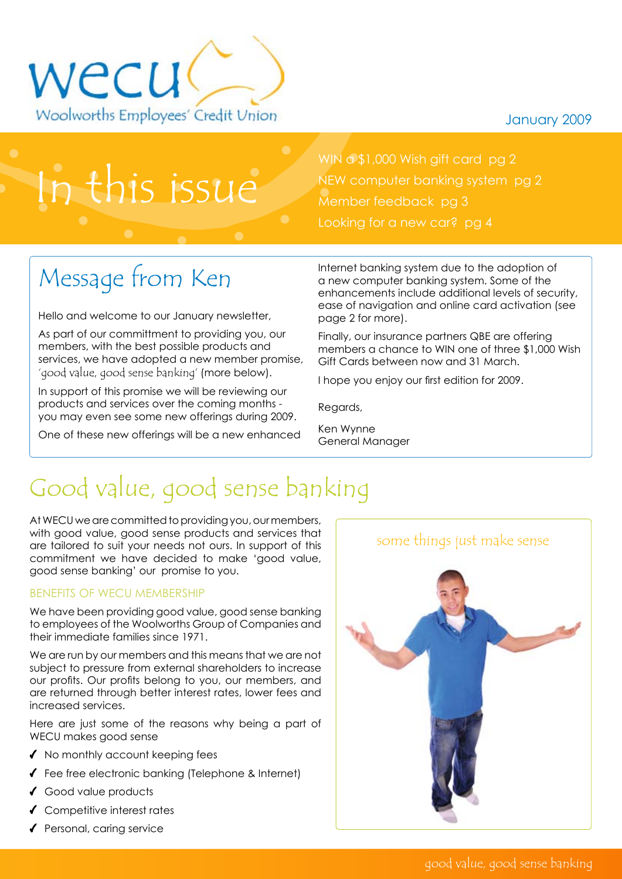wecu

Woolworths Employees' Credit Union

January 2009

# In this issue

- WIN a $1,000 Wish gift card pg 2
- NEW computer banking system pg 2
- Member feedback pg 3
- Looking for a new car? pg 4

## Message from Ken

Hello and welcome to our January newsletter,

As part of our committment to providing you, our members, with the best possible products and services, we have adopted a new member promise, *'good value, good sense banking'* (more below).

In support of this promise we will be reviewing our products and services over the coming months - you may even see some new offerings during 2009.

One of these new offerings will be a new enhanced Internet banking system due to the adoption of a new computer banking system. Some of the enhancements include additional levels of security, ease of navigation and online card activation (see page 2 for more).

Finally, our insurance partners QBE are offering members a chance to WIN one of three $1,000 Wish Gift Cards between now and 31 March.

I hope you enjoy our first edition for 2009.

Regards,

Ken Wynne
General Manager

## Good value, good sense banking

At WECU we are committed to providing you, our members, with good value, good sense products and services that are tailored to suit your needs not ours. In support of this commitment we have decided to make 'good value, good sense banking' our promise to you.

### BENEFITS OF WECU MEMBERSHIP

We have been providing good value, good sense banking to employees of the Woolworths Group of Companies and their immediate families since 1971.

We are run by our members and this means that we are not subject to pressure from external shareholders to increase our profits. Our profits belong to you, our members, and are returned through better interest rates, lower fees and increased services.

Here are just some of the reasons why being a part of WECU makes good sense

- ✓ No monthly account keeping fees
- ✓ Fee free electronic banking (Telephone & Internet)
- ✓ Good value products
- ✓ Competitive interest rates
- ✓ Personal, caring service

some things just make sense

good value, good sense banking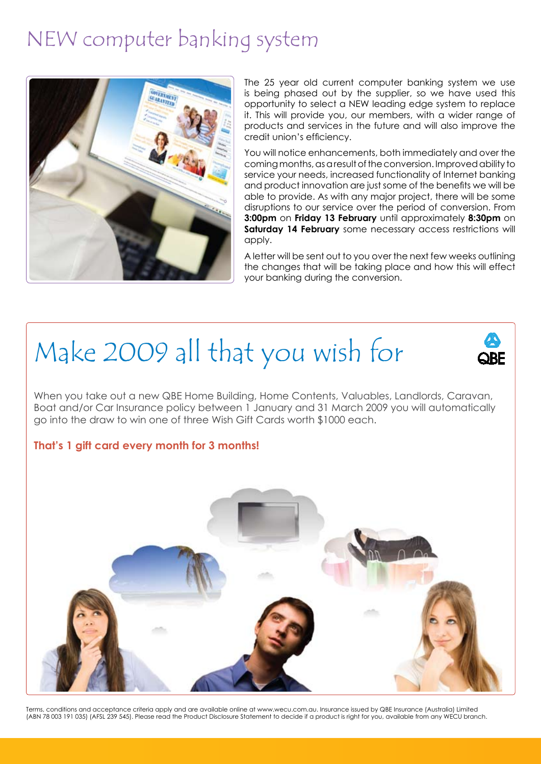# NEW computer banking system

The 25 year old current computer banking system we use is being phased out by the supplier, so we have used this opportunity to select a NEW leading edge system to replace it. This will provide you, our members, with a wider range of products and services in the future and will also improve the credit union's efficiency.

You will notice enhancements, both immediately and over the coming months, as a result of the conversion. Improved ability to service your needs, increased functionality of Internet banking and product innovation are just some of the benefits we will be able to provide. As with any major project, there will be some disruptions to our service over the period of conversion. From **3:00pm** on **Friday 13 February** until approximately **8:30pm** on **Saturday 14 February** some necessary access restrictions will apply.

A letter will be sent out to you over the next few weeks outlining the changes that will be taking place and how this will effect your banking during the conversion.

# Make 2009 all that you wish for

When you take out a new QBE Home Building, Home Contents, Valuables, Landlords, Caravan, Boat and/or Car Insurance policy between 1 January and 31 March 2009 you will automatically go into the draw to win one of three Wish Gift Cards worth $1000 each.

**That's 1 gift card every month for 3 months!**

Terms, conditions and acceptance criteria apply and are available online at www.wecu.com.au. Insurance issued by QBE Insurance (Australia) Limited (ABN 78 003 191 035) (AFSL 239 545). Please read the Product Disclosure Statement to decide if a product is right for you, available from any WECU branch.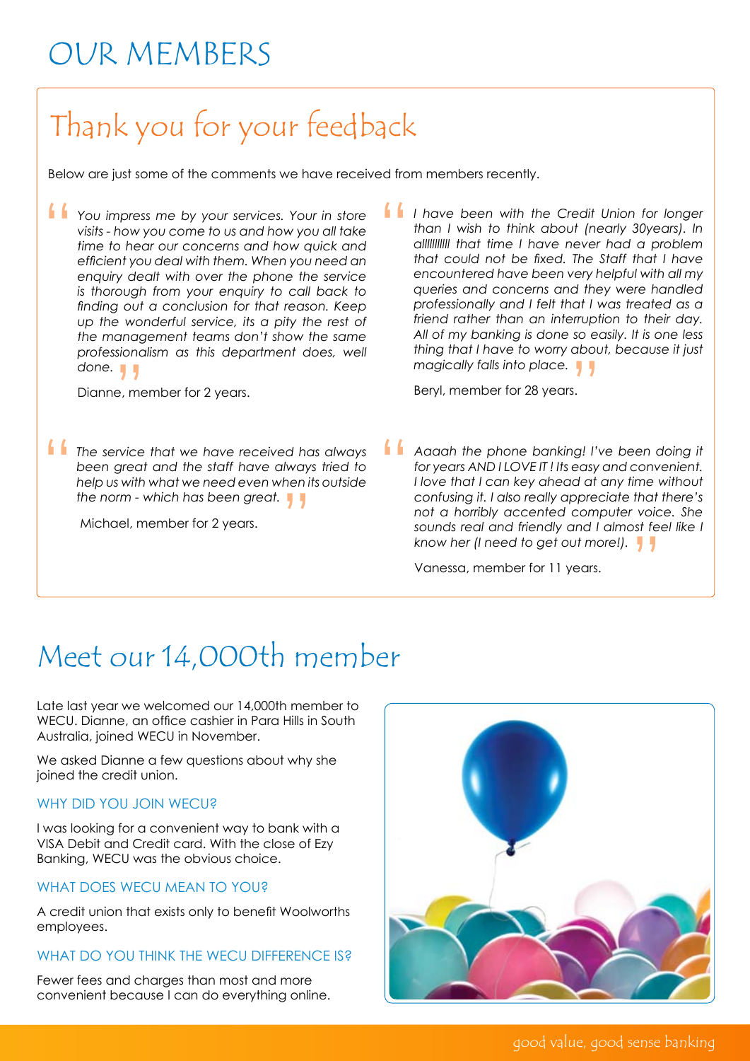# OUR MEMBERS

## Thank you for your feedback

Below are just some of the comments we have received from members recently.

> *You impress me by your services. Your in store visits - how you come to us and how you all take time to hear our concerns and how quick and efficient you deal with them. When you need an enquiry dealt with over the phone the service is thorough from your enquiry to call back to finding out a conclusion for that reason. Keep up the wonderful service, its a pity the rest of the management teams don't show the same professionalism as this department does, well done.*

Dianne, member for 2 years.

> *The service that we have received has always been great and the staff have always tried to help us with what we need even when its outside the norm - which has been great.*

Michael, member for 2 years.

> *I have been with the Credit Union for longer than I wish to think about (nearly 30years). In allllllllll that time I have never had a problem that could not be fixed. The Staff that I have encountered have been very helpful with all my queries and concerns and they were handled professionally and I felt that I was treated as a friend rather than an interruption to their day. All of my banking is done so easily. It is one less thing that I have to worry about, because it just magically falls into place.*

Beryl, member for 28 years.

> *Aaaah the phone banking! I've been doing it for years AND I LOVE IT ! Its easy and convenient. I love that I can key ahead at any time without confusing it. I also really appreciate that there's not a horribly accented computer voice. She sounds real and friendly and I almost feel like I know her (I need to get out more!).*

Vanessa, member for 11 years.

## Meet our 14,000th member

Late last year we welcomed our 14,000th member to WECU. Dianne, an office cashier in Para Hills in South Australia, joined WECU in November.

We asked Dianne a few questions about why she joined the credit union.

### WHY DID YOU JOIN WECU?

I was looking for a convenient way to bank with a VISA Debit and Credit card. With the close of Ezy Banking, WECU was the obvious choice.

### WHAT DOES WECU MEAN TO YOU?

A credit union that exists only to benefit Woolworths employees.

### WHAT DO YOU THINK THE WECU DIFFERENCE IS?

Fewer fees and charges than most and more convenient because I can do everything online.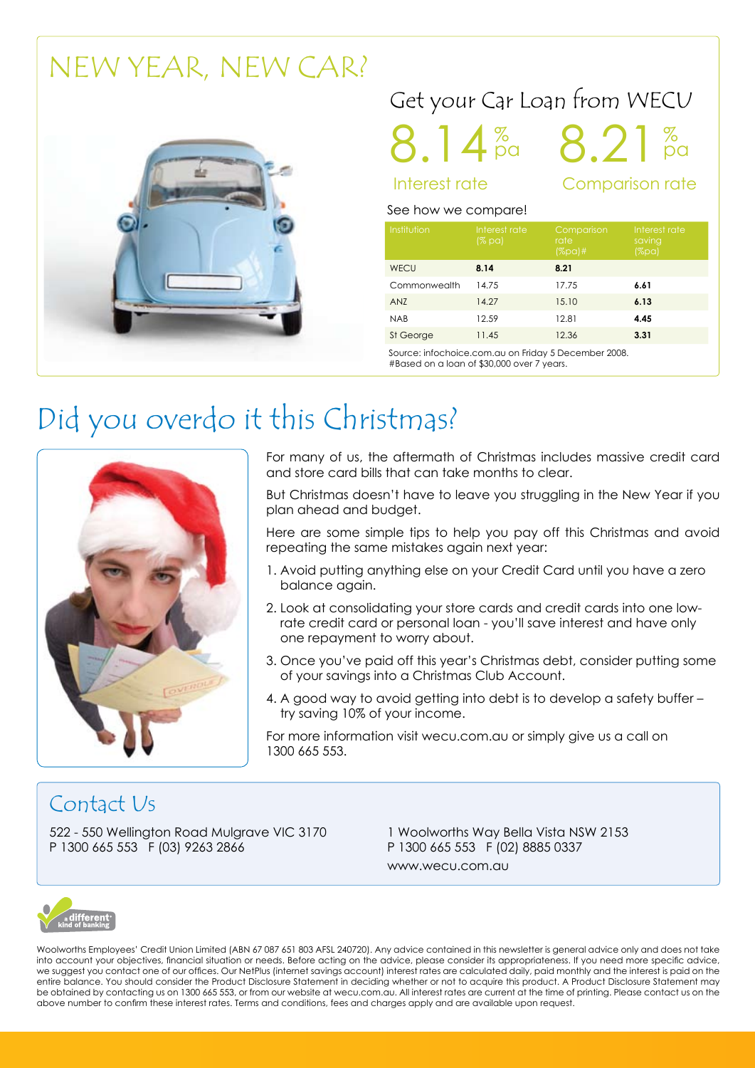# NEW YEAR, NEW CAR?

## Get your Car Loan from WECU

**8.14 % pa**
Interest rate

**8.21 % pa**
Comparison rate

See how we compare!

| Institution | Interest rate (% pa) | Comparison rate (%pa)# | Interest rate saving (%pa) |
|---|---|---|---|
| WECU | **8.14** | **8.21** | |
| Commonwealth | 14.75 | 17.75 | **6.61** |
| ANZ | 14.27 | 15.10 | **6.13** |
| NAB | 12.59 | 12.81 | **4.45** |
| St George | 11.45 | 12.36 | **3.31** |

Source: infochoice.com.au on Friday 5 December 2008.
#Based on a loan of $30,000 over 7 years.

# Did you overdo it this Christmas?

For many of us, the aftermath of Christmas includes massive credit card and store card bills that can take months to clear.

But Christmas doesn't have to leave you struggling in the New Year if you plan ahead and budget.

Here are some simple tips to help you pay off this Christmas and avoid repeating the same mistakes again next year:

1. Avoid putting anything else on your Credit Card until you have a zero balance again.
2. Look at consolidating your store cards and credit cards into one low-rate credit card or personal loan - you'll save interest and have only one repayment to worry about.
3. Once you've paid off this year's Christmas debt, consider putting some of your savings into a Christmas Club Account.
4. A good way to avoid getting into debt is to develop a safety buffer – try saving 10% of your income.

For more information visit wecu.com.au or simply give us a call on 1300 665 553.

## Contact Us

522 - 550 Wellington Road Mulgrave VIC 3170
P 1300 665 553 F (03) 9263 2866

1 Woolworths Way Bella Vista NSW 2153
P 1300 665 553 F (02) 8885 0337
www.wecu.com.au

a different kind of banking

Woolworths Employees' Credit Union Limited (ABN 67 087 651 803 AFSL 240720). Any advice contained in this newsletter is general advice only and does not take into account your objectives, financial situation or needs. Before acting on the advice, please consider its appropriateness. If you need more specific advice, we suggest you contact one of our offices. Our NetPlus (internet savings account) interest rates are calculated daily, paid monthly and the interest is paid on the entire balance. You should consider the Product Disclosure Statement in deciding whether or not to acquire this product. A Product Disclosure Statement may be obtained by contacting us on 1300 665 553, or from our website at wecu.com.au. All interest rates are current at the time of printing. Please contact us on the above number to confirm these interest rates. Terms and conditions, fees and charges apply and are available upon request.